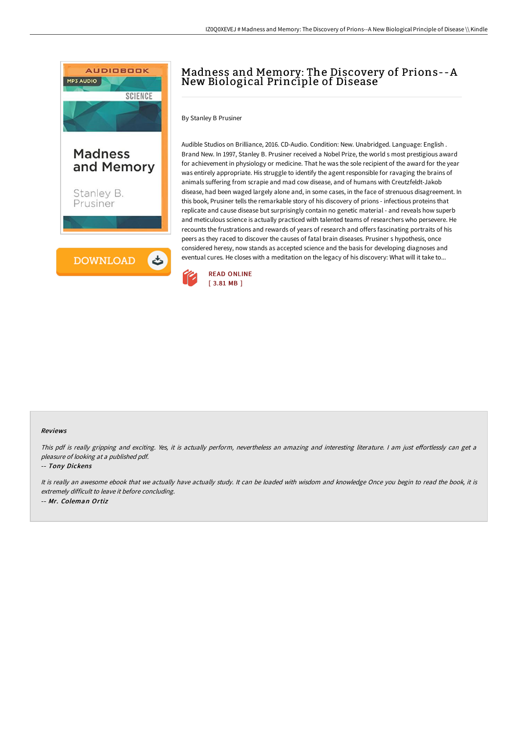# Madness and Memory: The Discovery of Prions--A New Biological Principle of Disease

By Stanley B Prusiner

Audible Studios on Brilliance, 2016. CD-Audio. Condition: New. Unabridged. Language: English . Brand New. In 1997, Stanley B. Prusiner received a Nobel Prize, the world s most prestigious award for achievement in physiology or medicine. That he was the sole recipient of the award for the year was entirely appropriate. His struggle to identify the agent responsible for ravaging the brains of animals suffering from scrapie and mad cow disease, and of humans with Creutzfeldt-Jakob disease, had been waged largely alone and, in some cases, in the face of strenuous disagreement. In this book, Prusiner tells the remarkable story of his discovery of prions - infectious proteins that replicate and cause disease but surprisingly contain no genetic material - and reveals how superb and meticulous science is actually practiced with talented teams of researchers who persevere. He recounts the frustrations and rewards of years of research and offers fascinating portraits of his peers as they raced to discover the causes of fatal brain diseases. Prusiner s hypothesis, once considered heresy, now stands as accepted science and the basis for developing diagnoses and eventual cures. He closes with a meditation on the legacy of his discovery: What will it take to...

READ ONLINE
[ 3.81 MB ]

#### Reviews

*This pdf is really gripping and exciting. Yes, it is actually perform, nevertheless an amazing and interesting literature. I am just effortlessly can get a pleasure of looking at a published pdf.*

-- *Tony Dickens*

*It is really an awesome ebook that we actually have actually study. It can be loaded with wisdom and knowledge Once you begin to read the book, it is extremely difficult to leave it before concluding.*

-- *Mr. Coleman Ortiz*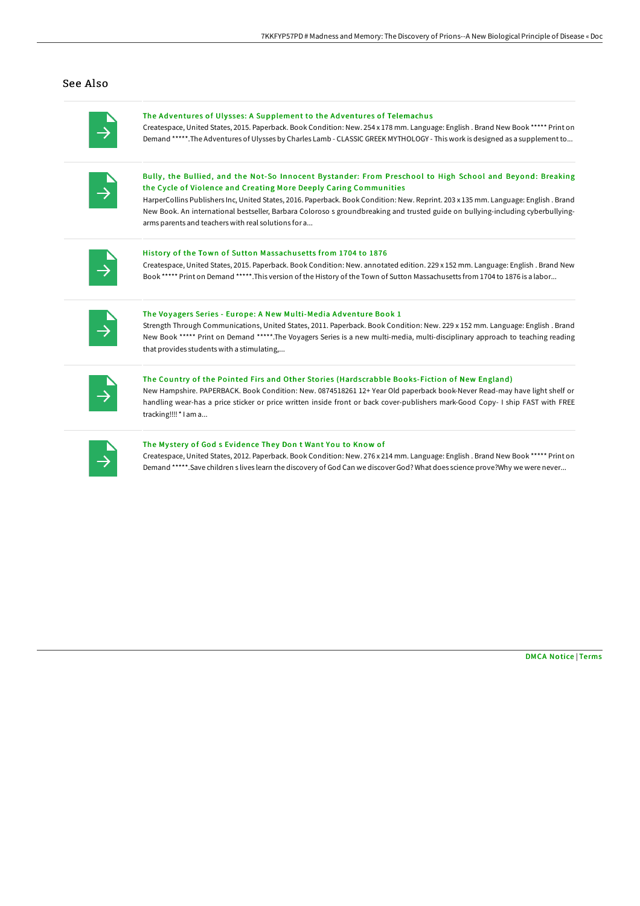## See Also

### The Adventures of Ulysses: A Supplement to the Adventures of Telemachus

Createspace, United States, 2015. Paperback. Book Condition: New. 254 x 178 mm. Language: English . Brand New Book ***** Print on Demand *****.The Adventures of Ulysses by Charles Lamb - CLASSIC GREEK MYTHOLOGY - This work is designed as a supplement to...

### Bully, the Bullied, and the Not-So Innocent Bystander: From Preschool to High School and Beyond: Breaking the Cycle of Violence and Creating More Deeply Caring Communities

HarperCollins Publishers Inc, United States, 2016. Paperback. Book Condition: New. Reprint. 203 x 135 mm. Language: English . Brand New Book. An international bestseller, Barbara Coloroso s groundbreaking and trusted guide on bullying-including cyberbullying-arms parents and teachers with real solutions for a...

### History of the Town of Sutton Massachusetts from 1704 to 1876

Createspace, United States, 2015. Paperback. Book Condition: New. annotated edition. 229 x 152 mm. Language: English . Brand New Book ***** Print on Demand *****.This version of the History of the Town of Sutton Massachusetts from 1704 to 1876 is a labor...

### The Voyagers Series - Europe: A New Multi-Media Adventure Book 1

Strength Through Communications, United States, 2011. Paperback. Book Condition: New. 229 x 152 mm. Language: English . Brand New Book ***** Print on Demand *****.The Voyagers Series is a new multi-media, multi-disciplinary approach to teaching reading that provides students with a stimulating,...

### The Country of the Pointed Firs and Other Stories (Hardscrabble Books-Fiction of New England)

New Hampshire. PAPERBACK. Book Condition: New. 0874518261 12+ Year Old paperback book-Never Read-may have light shelf or handling wear-has a price sticker or price written inside front or back cover-publishers mark-Good Copy- I ship FAST with FREE tracking!!!! * I am a...

### The Mystery of God s Evidence They Don t Want You to Know of

Createspace, United States, 2012. Paperback. Book Condition: New. 276 x 214 mm. Language: English . Brand New Book ***** Print on Demand *****.Save children s lives learn the discovery of God Can we discover God? What does science prove?Why we were never...